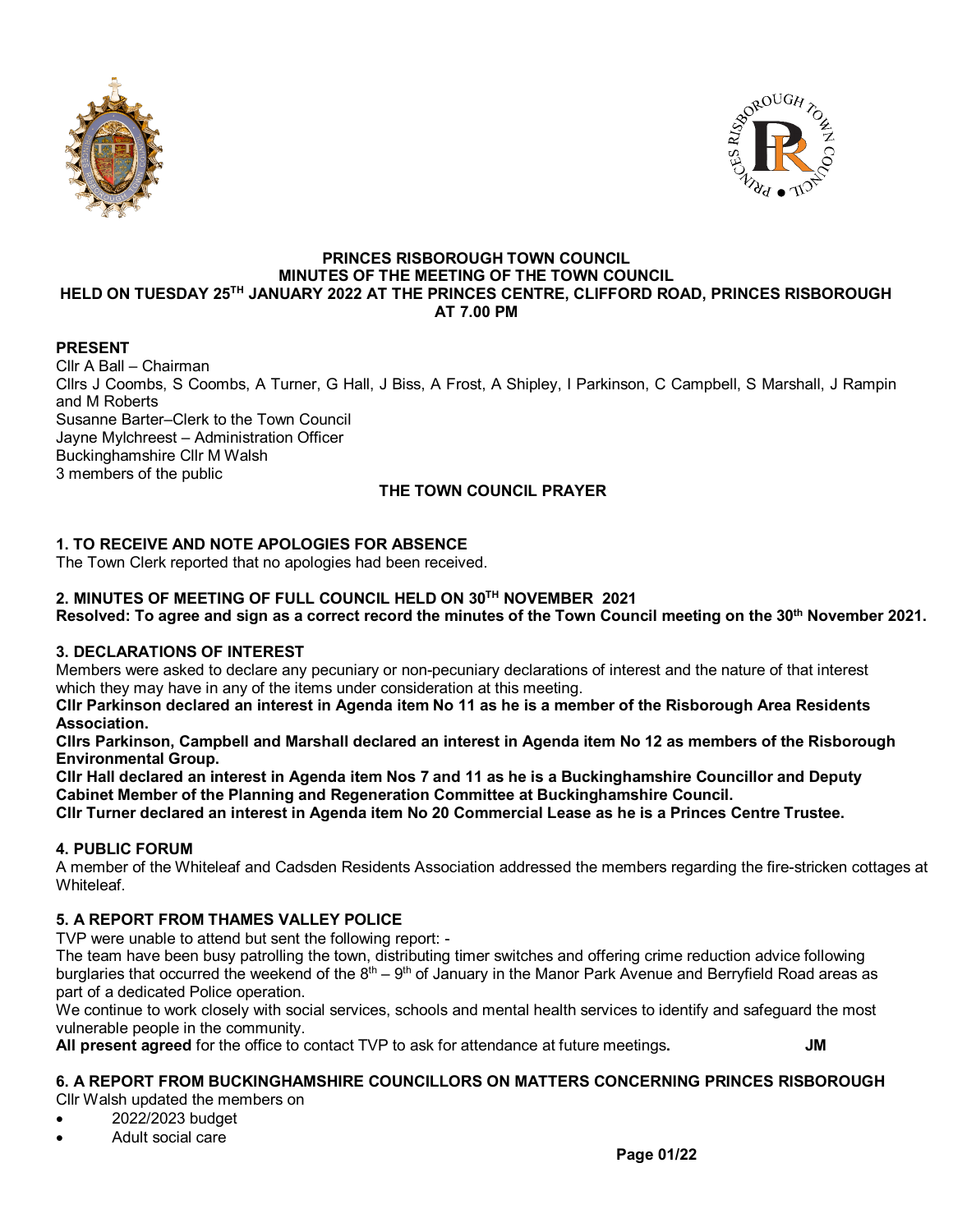**PRINCES RISBOROUGH TOWN COUNCIL**
**MINUTES OF THE MEETING OF THE TOWN COUNCIL**
**HELD ON TUESDAY 25TH JANUARY 2022 AT THE PRINCES CENTRE, CLIFFORD ROAD, PRINCES RISBOROUGH AT 7.00 PM**

**PRESENT**

Cllr A Ball – Chairman
Cllrs J Coombs, S Coombs, A Turner, G Hall, J Biss, A Frost, A Shipley, I Parkinson, C Campbell, S Marshall, J Rampin and M Roberts
Susanne Barter–Clerk to the Town Council
Jayne Mylchreest – Administration Officer
Buckinghamshire Cllr M Walsh
3 members of the public

**THE TOWN COUNCIL PRAYER**

**1. TO RECEIVE AND NOTE APOLOGIES FOR ABSENCE**

The Town Clerk reported that no apologies had been received.

**2. MINUTES OF MEETING OF FULL COUNCIL HELD ON 30TH NOVEMBER 2021**

**Resolved: To agree and sign as a correct record the minutes of the Town Council meeting on the 30th November 2021.**

**3. DECLARATIONS OF INTEREST**

Members were asked to declare any pecuniary or non-pecuniary declarations of interest and the nature of that interest which they may have in any of the items under consideration at this meeting.

**Cllr Parkinson declared an interest in Agenda item No 11 as he is a member of the Risborough Area Residents Association.**

**Cllrs Parkinson, Campbell and Marshall declared an interest in Agenda item No 12 as members of the Risborough Environmental Group.**

**Cllr Hall declared an interest in Agenda item Nos 7 and 11 as he is a Buckinghamshire Councillor and Deputy Cabinet Member of the Planning and Regeneration Committee at Buckinghamshire Council.**

**Cllr Turner declared an interest in Agenda item No 20 Commercial Lease as he is a Princes Centre Trustee.**

**4. PUBLIC FORUM**

A member of the Whiteleaf and Cadsden Residents Association addressed the members regarding the fire-stricken cottages at Whiteleaf.

**5. A REPORT FROM THAMES VALLEY POLICE**

TVP were unable to attend but sent the following report: -

The team have been busy patrolling the town, distributing timer switches and offering crime reduction advice following burglaries that occurred the weekend of the 8th – 9th of January in the Manor Park Avenue and Berryfield Road areas as part of a dedicated Police operation.

We continue to work closely with social services, schools and mental health services to identify and safeguard the most vulnerable people in the community.

**All present agreed** for the office to contact TVP to ask for attendance at future meetings**.** **JM**

**6. A REPORT FROM BUCKINGHAMSHIRE COUNCILLORS ON MATTERS CONCERNING PRINCES RISBOROUGH**

Cllr Walsh updated the members on

- 2022/2023 budget
- Adult social care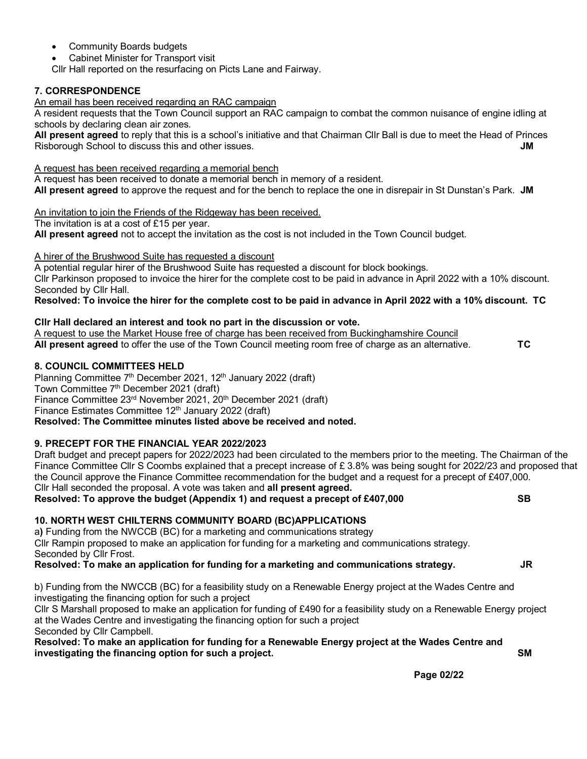- Community Boards budgets
- Cabinet Minister for Transport visit

Cllr Hall reported on the resurfacing on Picts Lane and Fairway.

### 7. CORRESPONDENCE

An email has been received regarding an RAC campaign

A resident requests that the Town Council support an RAC campaign to combat the common nuisance of engine idling at schools by declaring clean air zones.

**All present agreed** to reply that this is a school's initiative and that Chairman Cllr Ball is due to meet the Head of Princes Risborough School to discuss this and other issues. **JM**

A request has been received regarding a memorial bench

A request has been received to donate a memorial bench in memory of a resident.

**All present agreed** to approve the request and for the bench to replace the one in disrepair in St Dunstan's Park. **JM**

An invitation to join the Friends of the Ridgeway has been received.

The invitation is at a cost of £15 per year.

**All present agreed** not to accept the invitation as the cost is not included in the Town Council budget.

A hirer of the Brushwood Suite has requested a discount

A potential regular hirer of the Brushwood Suite has requested a discount for block bookings.

Cllr Parkinson proposed to invoice the hirer for the complete cost to be paid in advance in April 2022 with a 10% discount. Seconded by Cllr Hall.

**Resolved: To invoice the hirer for the complete cost to be paid in advance in April 2022 with a 10% discount. TC**

**Cllr Hall declared an interest and took no part in the discussion or vote.**

A request to use the Market House free of charge has been received from Buckinghamshire Council

**All present agreed** to offer the use of the Town Council meeting room free of charge as an alternative. **TC**

### 8. COUNCIL COMMITTEES HELD

Planning Committee 7th December 2021, 12th January 2022 (draft)
Town Committee 7th December 2021 (draft)
Finance Committee 23rd November 2021, 20th December 2021 (draft)
Finance Estimates Committee 12th January 2022 (draft)

**Resolved: The Committee minutes listed above be received and noted.**

### 9. PRECEPT FOR THE FINANCIAL YEAR 2022/2023

Draft budget and precept papers for 2022/2023 had been circulated to the members prior to the meeting. The Chairman of the Finance Committee Cllr S Coombs explained that a precept increase of £ 3.8% was being sought for 2022/23 and proposed that the Council approve the Finance Committee recommendation for the budget and a request for a precept of £407,000.

Cllr Hall seconded the proposal. A vote was taken and **all present agreed.**

**Resolved: To approve the budget (Appendix 1) and request a precept of £407,000 SB**

### 10. NORTH WEST CHILTERNS COMMUNITY BOARD (BC)APPLICATIONS

a) Funding from the NWCCB (BC) for a marketing and communications strategy

Cllr Rampin proposed to make an application for funding for a marketing and communications strategy.

Seconded by Cllr Frost.

**Resolved: To make an application for funding for a marketing and communications strategy. JR**

b) Funding from the NWCCB (BC) for a feasibility study on a Renewable Energy project at the Wades Centre and investigating the financing option for such a project

Cllr S Marshall proposed to make an application for funding of £490 for a feasibility study on a Renewable Energy project at the Wades Centre and investigating the financing option for such a project

Seconded by Cllr Campbell.

**Resolved: To make an application for funding for a Renewable Energy project at the Wades Centre and investigating the financing option for such a project. SM**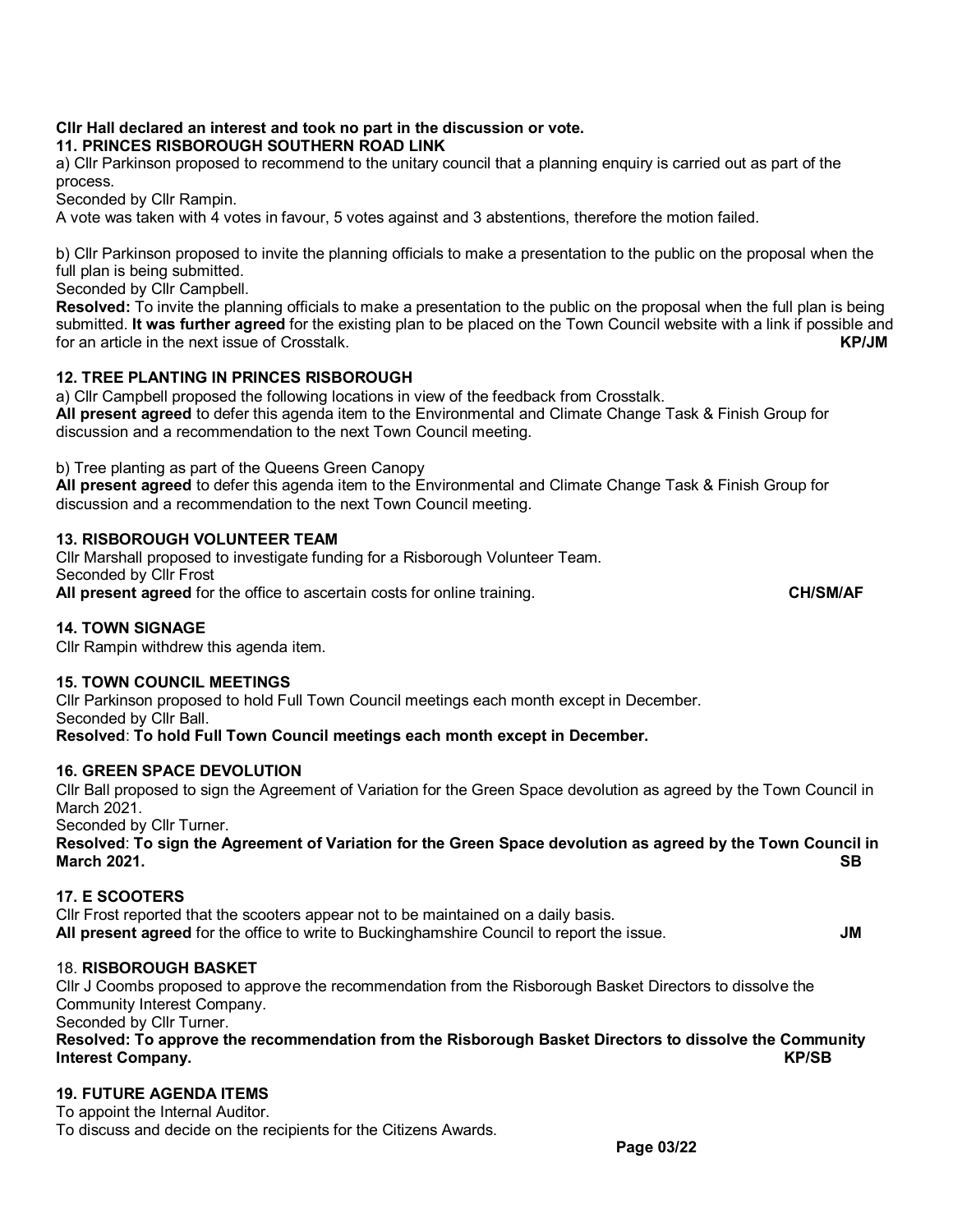**Cllr Hall declared an interest and took no part in the discussion or vote.**

### 11. PRINCES RISBOROUGH SOUTHERN ROAD LINK

a) Cllr Parkinson proposed to recommend to the unitary council that a planning enquiry is carried out as part of the process.
Seconded by Cllr Rampin.
A vote was taken with 4 votes in favour, 5 votes against and 3 abstentions, therefore the motion failed.

b) Cllr Parkinson proposed to invite the planning officials to make a presentation to the public on the proposal when the full plan is being submitted.
Seconded by Cllr Campbell.
**Resolved:** To invite the planning officials to make a presentation to the public on the proposal when the full plan is being submitted. **It was further agreed** for the existing plan to be placed on the Town Council website with a link if possible and for an article in the next issue of Crosstalk. **KP/JM**

### 12. TREE PLANTING IN PRINCES RISBOROUGH

a) Cllr Campbell proposed the following locations in view of the feedback from Crosstalk.
**All present agreed** to defer this agenda item to the Environmental and Climate Change Task & Finish Group for discussion and a recommendation to the next Town Council meeting.

b) Tree planting as part of the Queens Green Canopy
**All present agreed** to defer this agenda item to the Environmental and Climate Change Task & Finish Group for discussion and a recommendation to the next Town Council meeting.

### 13. RISBOROUGH VOLUNTEER TEAM

Cllr Marshall proposed to investigate funding for a Risborough Volunteer Team.
Seconded by Cllr Frost
**All present agreed** for the office to ascertain costs for online training. **CH/SM/AF**

### 14. TOWN SIGNAGE

Cllr Rampin withdrew this agenda item.

### 15. TOWN COUNCIL MEETINGS

Cllr Parkinson proposed to hold Full Town Council meetings each month except in December.
Seconded by Cllr Ball.
**Resolved**: **To hold Full Town Council meetings each month except in December.**

### 16. GREEN SPACE DEVOLUTION

Cllr Ball proposed to sign the Agreement of Variation for the Green Space devolution as agreed by the Town Council in March 2021.
Seconded by Cllr Turner.
**Resolved**: **To sign the Agreement of Variation for the Green Space devolution as agreed by the Town Council in March 2021.** **SB**

### 17. E SCOOTERS

Cllr Frost reported that the scooters appear not to be maintained on a daily basis.
**All present agreed** for the office to write to Buckinghamshire Council to report the issue. **JM**

### 18. RISBOROUGH BASKET

Cllr J Coombs proposed to approve the recommendation from the Risborough Basket Directors to dissolve the Community Interest Company.
Seconded by Cllr Turner.
**Resolved: To approve the recommendation from the Risborough Basket Directors to dissolve the Community Interest Company.** **KP/SB**

### 19. FUTURE AGENDA ITEMS

To appoint the Internal Auditor.
To discuss and decide on the recipients for the Citizens Awards.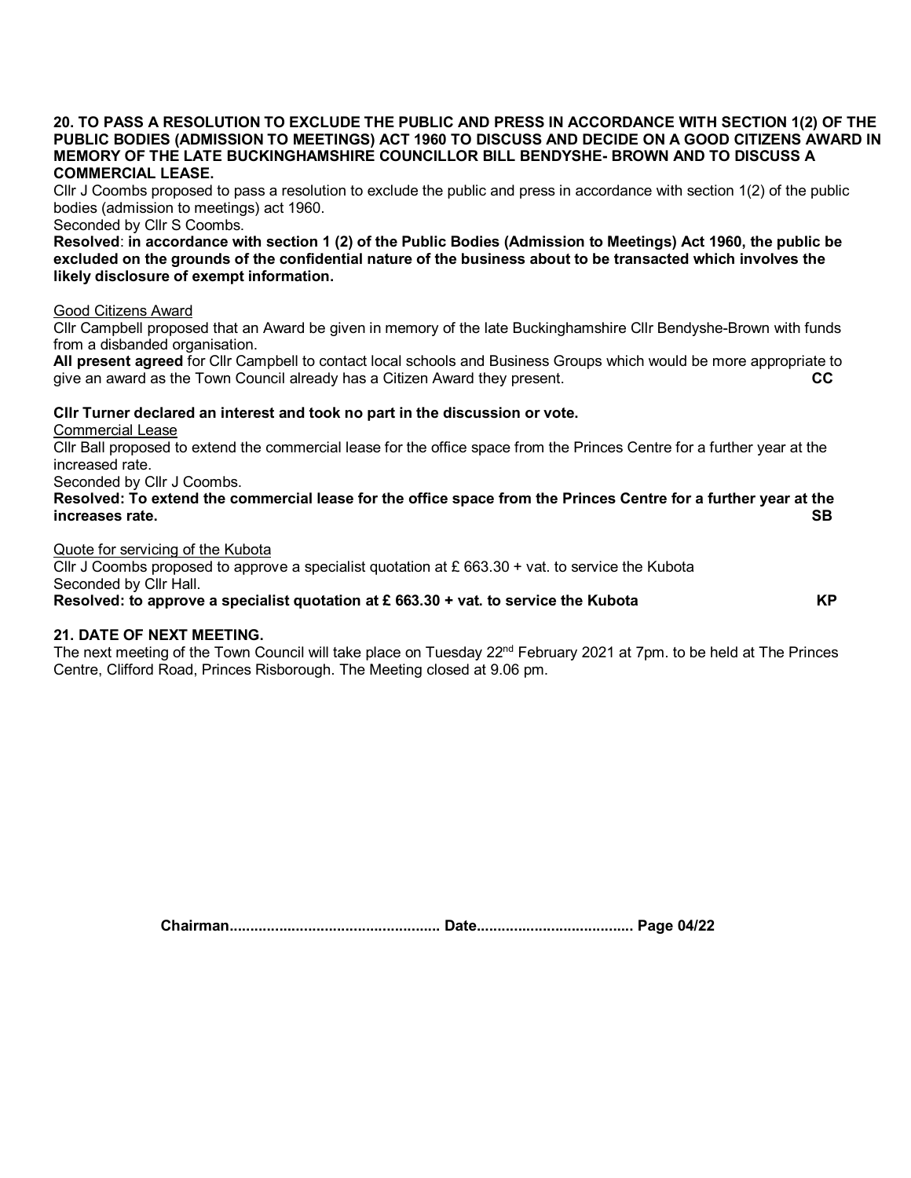**20. TO PASS A RESOLUTION TO EXCLUDE THE PUBLIC AND PRESS IN ACCORDANCE WITH SECTION 1(2) OF THE PUBLIC BODIES (ADMISSION TO MEETINGS) ACT 1960 TO DISCUSS AND DECIDE ON A GOOD CITIZENS AWARD IN MEMORY OF THE LATE BUCKINGHAMSHIRE COUNCILLOR BILL BENDYSHE- BROWN AND TO DISCUSS A COMMERCIAL LEASE.**

Cllr J Coombs proposed to pass a resolution to exclude the public and press in accordance with section 1(2) of the public bodies (admission to meetings) act 1960.

Seconded by Cllr S Coombs.

**Resolved**: **in accordance with section 1 (2) of the Public Bodies (Admission to Meetings) Act 1960, the public be excluded on the grounds of the confidential nature of the business about to be transacted which involves the likely disclosure of exempt information.**

Good Citizens Award

Cllr Campbell proposed that an Award be given in memory of the late Buckinghamshire Cllr Bendyshe-Brown with funds from a disbanded organisation.

**All present agreed** for Cllr Campbell to contact local schools and Business Groups which would be more appropriate to give an award as the Town Council already has a Citizen Award they present. **CC**

**Cllr Turner declared an interest and took no part in the discussion or vote.**

Commercial Lease

Cllr Ball proposed to extend the commercial lease for the office space from the Princes Centre for a further year at the increased rate.

Seconded by Cllr J Coombs.

**Resolved: To extend the commercial lease for the office space from the Princes Centre for a further year at the increases rate. SB**

Quote for servicing of the Kubota

Cllr J Coombs proposed to approve a specialist quotation at £ 663.30 + vat. to service the Kubota

Seconded by Cllr Hall.

**Resolved: to approve a specialist quotation at £ 663.30 + vat. to service the Kubota KP**

**21. DATE OF NEXT MEETING.**

The next meeting of the Town Council will take place on Tuesday 22nd February 2021 at 7pm. to be held at The Princes Centre, Clifford Road, Princes Risborough. The Meeting closed at 9.06 pm.

**Chairman.................................................. Date..................................... Page 04/22**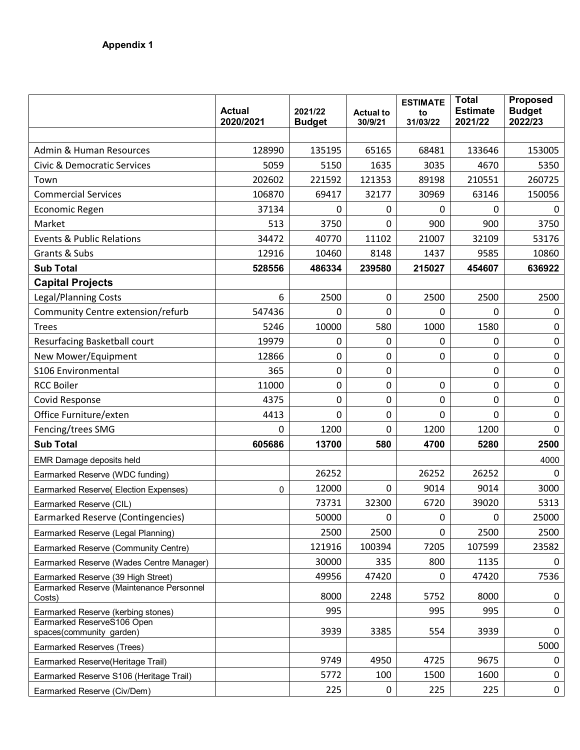**Appendix 1**

| | Actual 2020/2021 | 2021/22 Budget | Actual to 30/9/21 | ESTIMATE to 31/03/22 | Total Estimate 2021/22 | Proposed Budget 2022/23 |
|---|---|---|---|---|---|---|
| | | | | | | |
| Admin & Human Resources | 128990 | 135195 | 65165 | 68481 | 133646 | 153005 |
| Civic & Democratic Services | 5059 | 5150 | 1635 | 3035 | 4670 | 5350 |
| Town | 202602 | 221592 | 121353 | 89198 | 210551 | 260725 |
| Commercial Services | 106870 | 69417 | 32177 | 30969 | 63146 | 150056 |
| Economic Regen | 37134 | 0 | 0 | 0 | 0 | 0 |
| Market | 513 | 3750 | 0 | 900 | 900 | 3750 |
| Events & Public Relations | 34472 | 40770 | 11102 | 21007 | 32109 | 53176 |
| Grants & Subs | 12916 | 10460 | 8148 | 1437 | 9585 | 10860 |
| **Sub Total** | **528556** | **486334** | **239580** | **215027** | **454607** | **636922** |
| **Capital Projects** | | | | | | |
| Legal/Planning Costs | 6 | 2500 | 0 | 2500 | 2500 | 2500 |
| Community Centre extension/refurb | 547436 | 0 | 0 | 0 | 0 | 0 |
| Trees | 5246 | 10000 | 580 | 1000 | 1580 | 0 |
| Resurfacing Basketball court | 19979 | 0 | 0 | 0 | 0 | 0 |
| New Mower/Equipment | 12866 | 0 | 0 | 0 | 0 | 0 |
| S106 Environmental | 365 | 0 | 0 | | 0 | 0 |
| RCC Boiler | 11000 | 0 | 0 | 0 | 0 | 0 |
| Covid Response | 4375 | 0 | 0 | 0 | 0 | 0 |
| Office Furniture/exten | 4413 | 0 | 0 | 0 | 0 | 0 |
| Fencing/trees SMG | 0 | 1200 | 0 | 1200 | 1200 | 0 |
| **Sub Total** | **605686** | **13700** | **580** | **4700** | **5280** | **2500** |
| EMR Damage deposits held | | | | | | 4000 |
| Earmarked Reserve (WDC funding) | | 26252 | | 26252 | 26252 | 0 |
| Earmarked Reserve( Election Expenses) | 0 | 12000 | 0 | 9014 | 9014 | 3000 |
| Earmarked Reserve (CIL) | | 73731 | 32300 | 6720 | 39020 | 5313 |
| Earmarked Reserve (Contingencies) | | 50000 | 0 | 0 | 0 | 25000 |
| Earmarked Reserve (Legal Planning) | | 2500 | 2500 | 0 | 2500 | 2500 |
| Earmarked Reserve (Community Centre) | | 121916 | 100394 | 7205 | 107599 | 23582 |
| Earmarked Reserve (Wades Centre Manager) | | 30000 | 335 | 800 | 1135 | 0 |
| Earmarked Reserve (39 High Street) | | 49956 | 47420 | 0 | 47420 | 7536 |
| Earmarked Reserve (Maintenance Personnel Costs) | | 8000 | 2248 | 5752 | 8000 | 0 |
| Earmarked Reserve (kerbing stones) | | 995 | | 995 | 995 | 0 |
| Earmarked ReserveS106 Open spaces(community garden) | | 3939 | 3385 | 554 | 3939 | 0 |
| Earmarked Reserves (Trees) | | | | | | 5000 |
| Earmarked Reserve(Heritage Trail) | | 9749 | 4950 | 4725 | 9675 | 0 |
| Earmarked Reserve S106 (Heritage Trail) | | 5772 | 100 | 1500 | 1600 | 0 |
| Earmarked Reserve (Civ/Dem) | | 225 | 0 | 225 | 225 | 0 |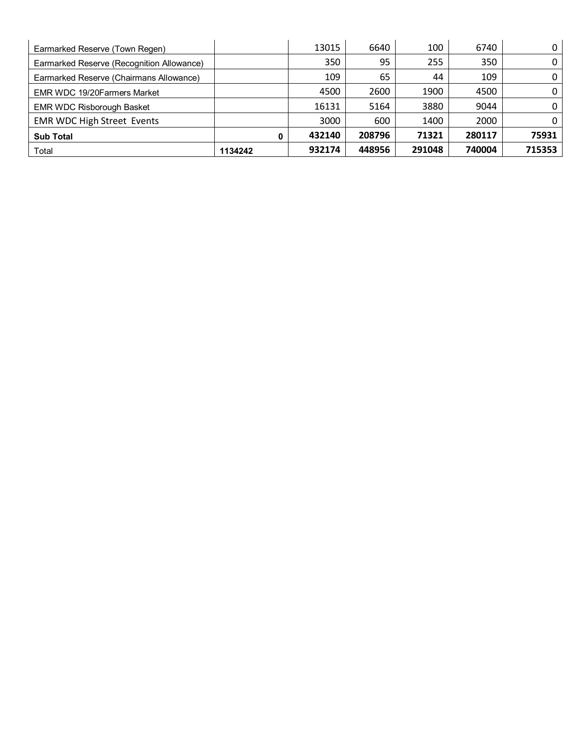| | | | | | | |
|---|---|---|---|---|---|---|
| Earmarked Reserve (Town Regen) | | 13015 | 6640 | 100 | 6740 | 0 |
| Earmarked Reserve (Recognition Allowance) | | 350 | 95 | 255 | 350 | 0 |
| Earmarked Reserve (Chairmans Allowance) | | 109 | 65 | 44 | 109 | 0 |
| EMR WDC 19/20Farmers Market | | 4500 | 2600 | 1900 | 4500 | 0 |
| EMR WDC Risborough Basket | | 16131 | 5164 | 3880 | 9044 | 0 |
| EMR WDC High Street Events | | 3000 | 600 | 1400 | 2000 | 0 |
| **Sub Total** | **0** | **432140** | **208796** | **71321** | **280117** | **75931** |
| Total | **1134242** | **932174** | **448956** | **291048** | **740004** | **715353** |